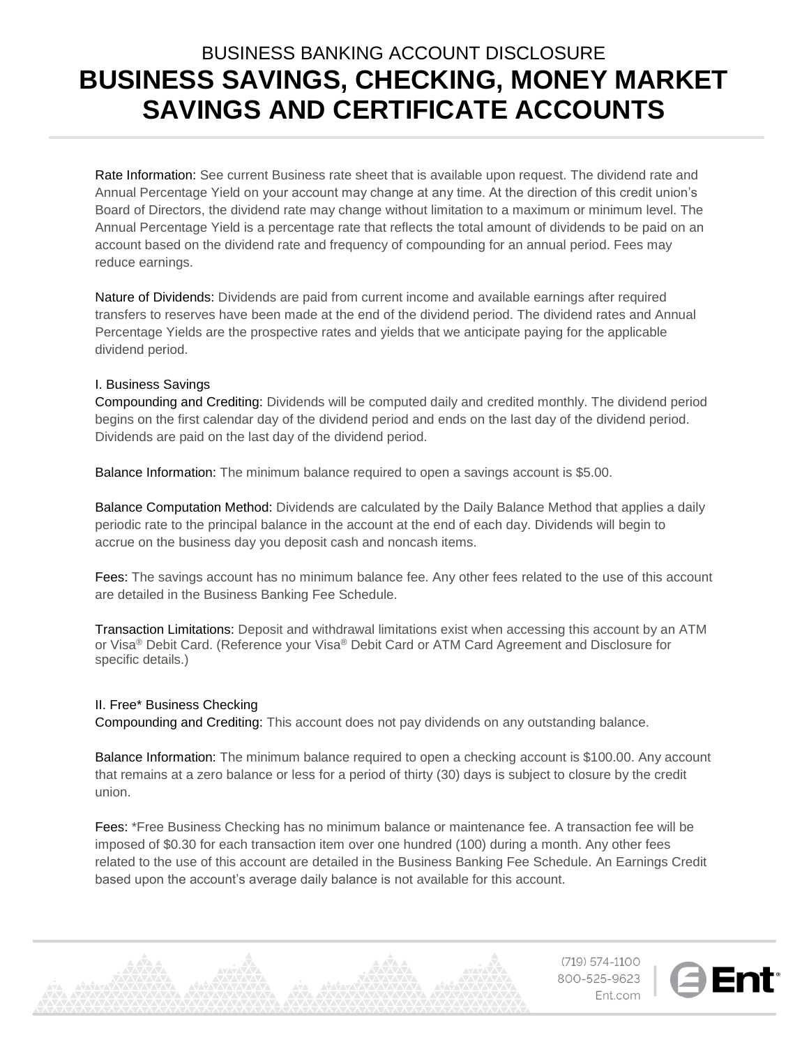BUSINESS BANKING ACCOUNT DISCLOSURE

# BUSINESS SAVINGS, CHECKING, MONEY MARKET SAVINGS AND CERTIFICATE ACCOUNTS

Rate Information: See current Business rate sheet that is available upon request. The dividend rate and Annual Percentage Yield on your account may change at any time. At the direction of this credit union's Board of Directors, the dividend rate may change without limitation to a maximum or minimum level. The Annual Percentage Yield is a percentage rate that reflects the total amount of dividends to be paid on an account based on the dividend rate and frequency of compounding for an annual period. Fees may reduce earnings.

Nature of Dividends: Dividends are paid from current income and available earnings after required transfers to reserves have been made at the end of the dividend period. The dividend rates and Annual Percentage Yields are the prospective rates and yields that we anticipate paying for the applicable dividend period.

## I. Business Savings

Compounding and Crediting: Dividends will be computed daily and credited monthly. The dividend period begins on the first calendar day of the dividend period and ends on the last day of the dividend period. Dividends are paid on the last day of the dividend period.

Balance Information: The minimum balance required to open a savings account is $5.00.

Balance Computation Method: Dividends are calculated by the Daily Balance Method that applies a daily periodic rate to the principal balance in the account at the end of each day. Dividends will begin to accrue on the business day you deposit cash and noncash items.

Fees: The savings account has no minimum balance fee. Any other fees related to the use of this account are detailed in the Business Banking Fee Schedule.

Transaction Limitations: Deposit and withdrawal limitations exist when accessing this account by an ATM or Visa® Debit Card. (Reference your Visa® Debit Card or ATM Card Agreement and Disclosure for specific details.)

## II. Free* Business Checking

Compounding and Crediting: This account does not pay dividends on any outstanding balance.

Balance Information: The minimum balance required to open a checking account is $100.00. Any account that remains at a zero balance or less for a period of thirty (30) days is subject to closure by the credit union.

Fees: *Free Business Checking has no minimum balance or maintenance fee. A transaction fee will be imposed of $0.30 for each transaction item over one hundred (100) during a month. Any other fees related to the use of this account are detailed in the Business Banking Fee Schedule. An Earnings Credit based upon the account's average daily balance is not available for this account.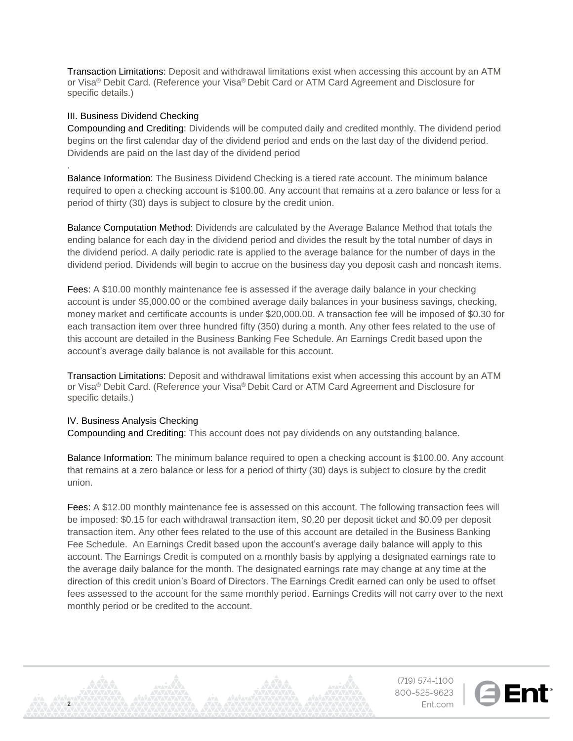Transaction Limitations: Deposit and withdrawal limitations exist when accessing this account by an ATM or Visa® Debit Card. (Reference your Visa® Debit Card or ATM Card Agreement and Disclosure for specific details.)

### III. Business Dividend Checking

Compounding and Crediting: Dividends will be computed daily and credited monthly. The dividend period begins on the first calendar day of the dividend period and ends on the last day of the dividend period. Dividends are paid on the last day of the dividend period

.

Balance Information: The Business Dividend Checking is a tiered rate account. The minimum balance required to open a checking account is $100.00. Any account that remains at a zero balance or less for a period of thirty (30) days is subject to closure by the credit union.

Balance Computation Method: Dividends are calculated by the Average Balance Method that totals the ending balance for each day in the dividend period and divides the result by the total number of days in the dividend period. A daily periodic rate is applied to the average balance for the number of days in the dividend period. Dividends will begin to accrue on the business day you deposit cash and noncash items.

Fees: A $10.00 monthly maintenance fee is assessed if the average daily balance in your checking account is under $5,000.00 or the combined average daily balances in your business savings, checking, money market and certificate accounts is under $20,000.00. A transaction fee will be imposed of $0.30 for each transaction item over three hundred fifty (350) during a month. Any other fees related to the use of this account are detailed in the Business Banking Fee Schedule. An Earnings Credit based upon the account's average daily balance is not available for this account.

Transaction Limitations: Deposit and withdrawal limitations exist when accessing this account by an ATM or Visa® Debit Card. (Reference your Visa® Debit Card or ATM Card Agreement and Disclosure for specific details.)

### IV. Business Analysis Checking

Compounding and Crediting: This account does not pay dividends on any outstanding balance.

Balance Information: The minimum balance required to open a checking account is $100.00. Any account that remains at a zero balance or less for a period of thirty (30) days is subject to closure by the credit union.

Fees: A $12.00 monthly maintenance fee is assessed on this account. The following transaction fees will be imposed: $0.15 for each withdrawal transaction item, $0.20 per deposit ticket and $0.09 per deposit transaction item. Any other fees related to the use of this account are detailed in the Business Banking Fee Schedule. An Earnings Credit based upon the account's average daily balance will apply to this account. The Earnings Credit is computed on a monthly basis by applying a designated earnings rate to the average daily balance for the month. The designated earnings rate may change at any time at the direction of this credit union's Board of Directors. The Earnings Credit earned can only be used to offset fees assessed to the account for the same monthly period. Earnings Credits will not carry over to the next monthly period or be credited to the account.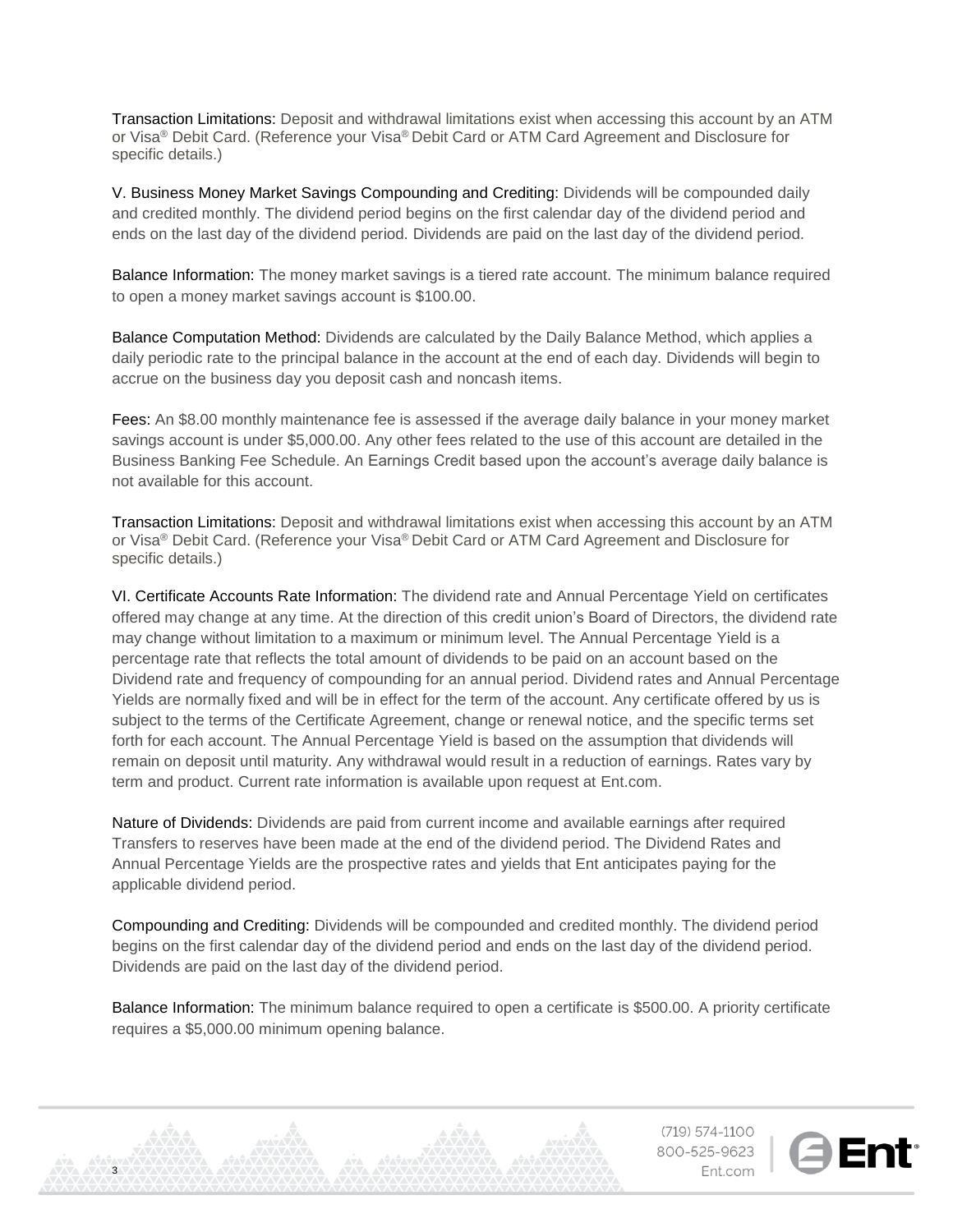Transaction Limitations: Deposit and withdrawal limitations exist when accessing this account by an ATM or Visa® Debit Card. (Reference your Visa® Debit Card or ATM Card Agreement and Disclosure for specific details.)

V. Business Money Market Savings Compounding and Crediting: Dividends will be compounded daily and credited monthly. The dividend period begins on the first calendar day of the dividend period and ends on the last day of the dividend period. Dividends are paid on the last day of the dividend period.

Balance Information: The money market savings is a tiered rate account. The minimum balance required to open a money market savings account is $100.00.

Balance Computation Method: Dividends are calculated by the Daily Balance Method, which applies a daily periodic rate to the principal balance in the account at the end of each day. Dividends will begin to accrue on the business day you deposit cash and noncash items.

Fees: An $8.00 monthly maintenance fee is assessed if the average daily balance in your money market savings account is under $5,000.00. Any other fees related to the use of this account are detailed in the Business Banking Fee Schedule. An Earnings Credit based upon the account's average daily balance is not available for this account.

Transaction Limitations: Deposit and withdrawal limitations exist when accessing this account by an ATM or Visa® Debit Card. (Reference your Visa® Debit Card or ATM Card Agreement and Disclosure for specific details.)

VI. Certificate Accounts Rate Information: The dividend rate and Annual Percentage Yield on certificates offered may change at any time. At the direction of this credit union's Board of Directors, the dividend rate may change without limitation to a maximum or minimum level. The Annual Percentage Yield is a percentage rate that reflects the total amount of dividends to be paid on an account based on the Dividend rate and frequency of compounding for an annual period. Dividend rates and Annual Percentage Yields are normally fixed and will be in effect for the term of the account. Any certificate offered by us is subject to the terms of the Certificate Agreement, change or renewal notice, and the specific terms set forth for each account. The Annual Percentage Yield is based on the assumption that dividends will remain on deposit until maturity. Any withdrawal would result in a reduction of earnings. Rates vary by term and product. Current rate information is available upon request at Ent.com.

Nature of Dividends: Dividends are paid from current income and available earnings after required Transfers to reserves have been made at the end of the dividend period. The Dividend Rates and Annual Percentage Yields are the prospective rates and yields that Ent anticipates paying for the applicable dividend period.

Compounding and Crediting: Dividends will be compounded and credited monthly. The dividend period begins on the first calendar day of the dividend period and ends on the last day of the dividend period. Dividends are paid on the last day of the dividend period.

Balance Information: The minimum balance required to open a certificate is $500.00. A priority certificate requires a $5,000.00 minimum opening balance.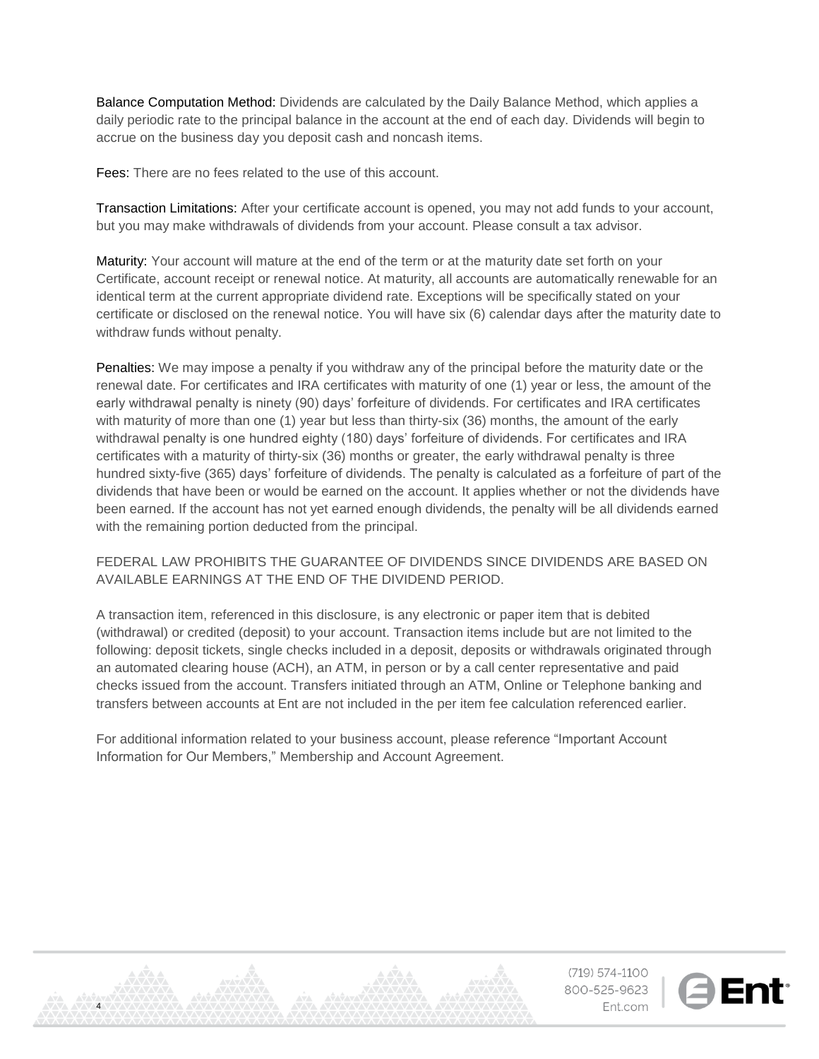Balance Computation Method: Dividends are calculated by the Daily Balance Method, which applies a daily periodic rate to the principal balance in the account at the end of each day. Dividends will begin to accrue on the business day you deposit cash and noncash items.

Fees: There are no fees related to the use of this account.

Transaction Limitations: After your certificate account is opened, you may not add funds to your account, but you may make withdrawals of dividends from your account. Please consult a tax advisor.

Maturity: Your account will mature at the end of the term or at the maturity date set forth on your Certificate, account receipt or renewal notice. At maturity, all accounts are automatically renewable for an identical term at the current appropriate dividend rate. Exceptions will be specifically stated on your certificate or disclosed on the renewal notice. You will have six (6) calendar days after the maturity date to withdraw funds without penalty.

Penalties: We may impose a penalty if you withdraw any of the principal before the maturity date or the renewal date. For certificates and IRA certificates with maturity of one (1) year or less, the amount of the early withdrawal penalty is ninety (90) days' forfeiture of dividends. For certificates and IRA certificates with maturity of more than one (1) year but less than thirty-six (36) months, the amount of the early withdrawal penalty is one hundred eighty (180) days' forfeiture of dividends. For certificates and IRA certificates with a maturity of thirty-six (36) months or greater, the early withdrawal penalty is three hundred sixty-five (365) days' forfeiture of dividends. The penalty is calculated as a forfeiture of part of the dividends that have been or would be earned on the account. It applies whether or not the dividends have been earned. If the account has not yet earned enough dividends, the penalty will be all dividends earned with the remaining portion deducted from the principal.

FEDERAL LAW PROHIBITS THE GUARANTEE OF DIVIDENDS SINCE DIVIDENDS ARE BASED ON AVAILABLE EARNINGS AT THE END OF THE DIVIDEND PERIOD.

A transaction item, referenced in this disclosure, is any electronic or paper item that is debited (withdrawal) or credited (deposit) to your account. Transaction items include but are not limited to the following: deposit tickets, single checks included in a deposit, deposits or withdrawals originated through an automated clearing house (ACH), an ATM, in person or by a call center representative and paid checks issued from the account. Transfers initiated through an ATM, Online or Telephone banking and transfers between accounts at Ent are not included in the per item fee calculation referenced earlier.

For additional information related to your business account, please reference "Important Account Information for Our Members," Membership and Account Agreement.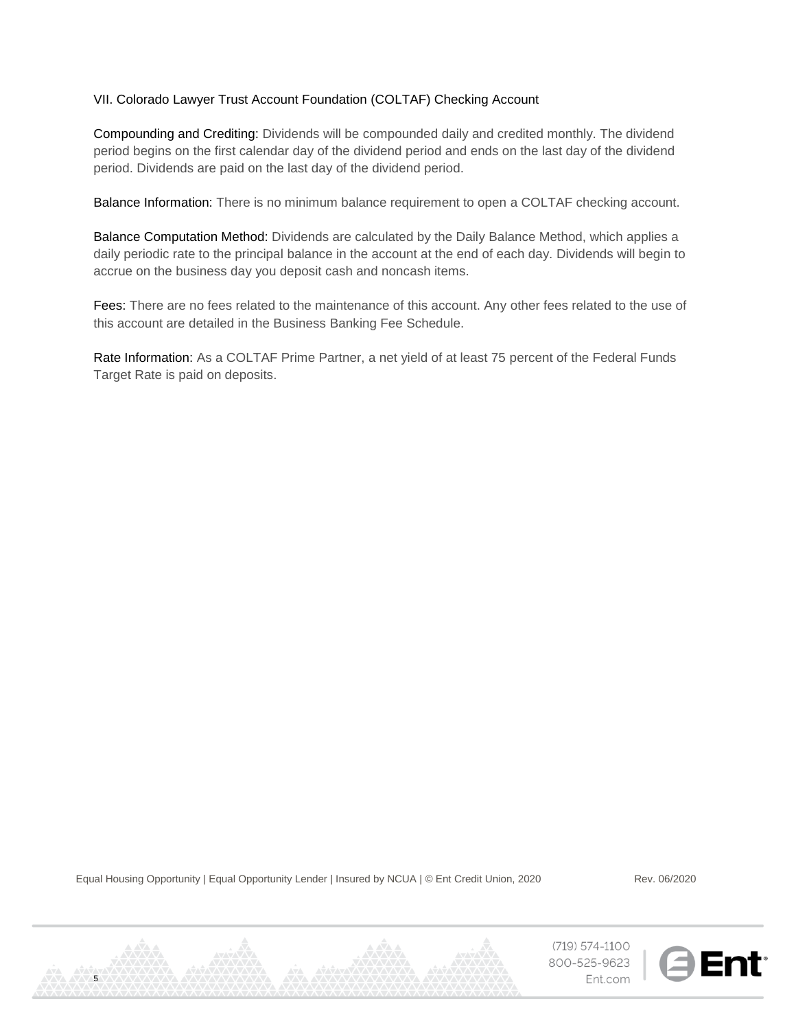## VII. Colorado Lawyer Trust Account Foundation (COLTAF) Checking Account

**Compounding and Crediting:** Dividends will be compounded daily and credited monthly. The dividend period begins on the first calendar day of the dividend period and ends on the last day of the dividend period. Dividends are paid on the last day of the dividend period.

**Balance Information:** There is no minimum balance requirement to open a COLTAF checking account.

**Balance Computation Method:** Dividends are calculated by the Daily Balance Method, which applies a daily periodic rate to the principal balance in the account at the end of each day. Dividends will begin to accrue on the business day you deposit cash and noncash items.

**Fees:** There are no fees related to the maintenance of this account. Any other fees related to the use of this account are detailed in the Business Banking Fee Schedule.

**Rate Information:** As a COLTAF Prime Partner, a net yield of at least 75 percent of the Federal Funds Target Rate is paid on deposits.

Equal Housing Opportunity | Equal Opportunity Lender | Insured by NCUA | © Ent Credit Union, 2020

Rev. 06/2020

(719) 574-1100
800-525-9623
Ent.com